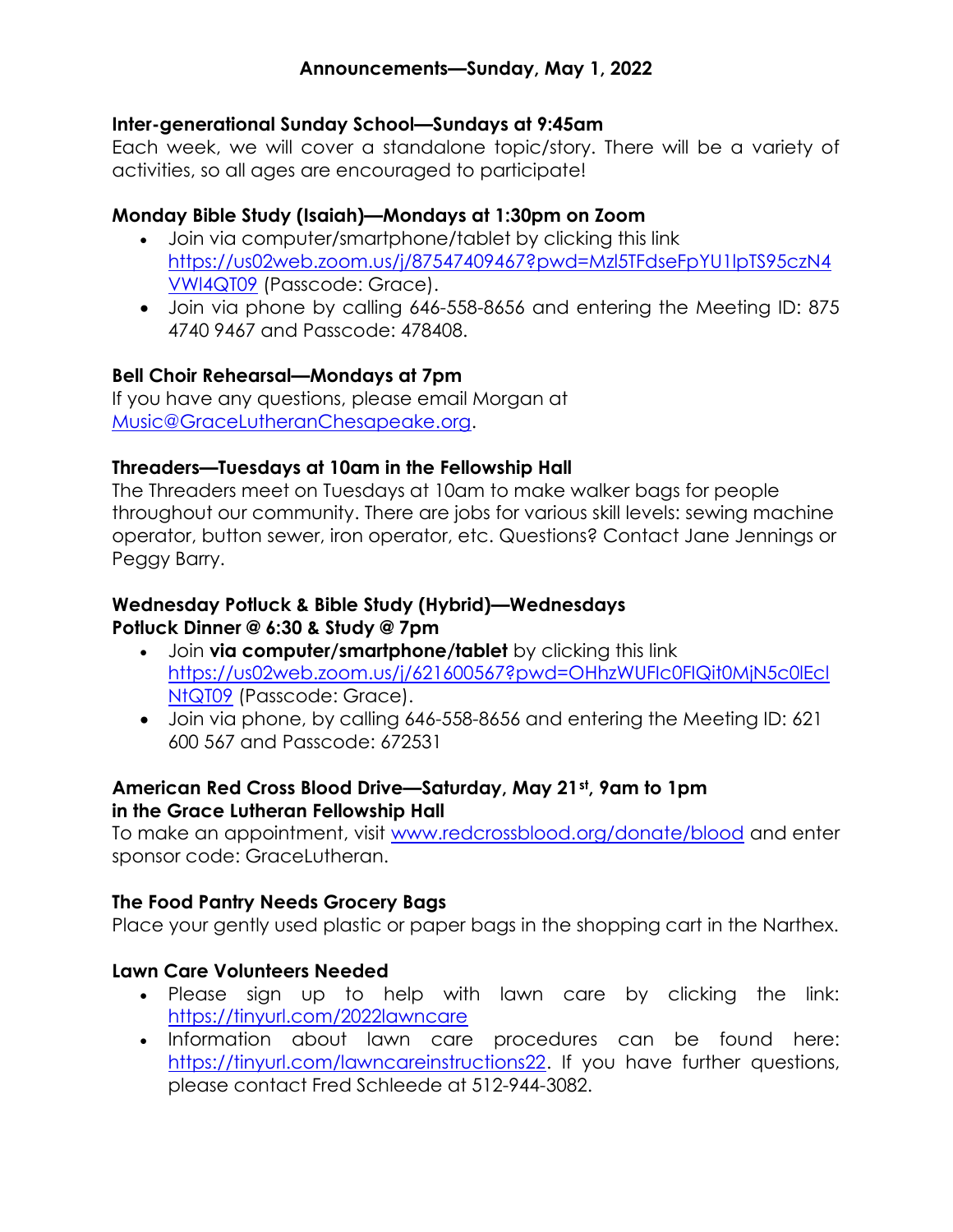# Announcements—Sunday, May 1, 2022

### Inter-generational Sunday School—Sundays at 9:45am

Each week, we will cover a standalone topic/story. There will be a variety of activities, so all ages are encouraged to participate!

### Monday Bible Study (Isaiah)—Mondays at 1:30pm on Zoom

- Join via computer/smartphone/tablet by clicking this link https://us02web.zoom.us/j/87547409467?pwd=Mzl5TFdseFpYU1lpTS95czN4VWl4QT09 (Passcode: Grace).
- Join via phone by calling 646-558-8656 and entering the Meeting ID: 875 4740 9467 and Passcode: 478408.

### Bell Choir Rehearsal—Mondays at 7pm

If you have any questions, please email Morgan at Music@GraceLutheranChesapeake.org.

### Threaders—Tuesdays at 10am in the Fellowship Hall

The Threaders meet on Tuesdays at 10am to make walker bags for people throughout our community. There are jobs for various skill levels: sewing machine operator, button sewer, iron operator, etc. Questions? Contact Jane Jennings or Peggy Barry.

### Wednesday Potluck & Bible Study (Hybrid)—Wednesdays Potluck Dinner @ 6:30 & Study @ 7pm

- Join **via computer/smartphone/tablet** by clicking this link https://us02web.zoom.us/j/621600567?pwd=OHhzWUFlc0FlQit0MjN5c0lEclNtQT09 (Passcode: Grace).
- Join via phone, by calling 646-558-8656 and entering the Meeting ID: 621 600 567 and Passcode: 672531

### American Red Cross Blood Drive—Saturday, May 21st, 9am to 1pm in the Grace Lutheran Fellowship Hall

To make an appointment, visit www.redcrossblood.org/donate/blood and enter sponsor code: GraceLutheran.

### The Food Pantry Needs Grocery Bags

Place your gently used plastic or paper bags in the shopping cart in the Narthex.

### Lawn Care Volunteers Needed

- Please sign up to help with lawn care by clicking the link: https://tinyurl.com/2022lawncare
- Information about lawn care procedures can be found here: https://tinyurl.com/lawncareinstructions22. If you have further questions, please contact Fred Schleede at 512-944-3082.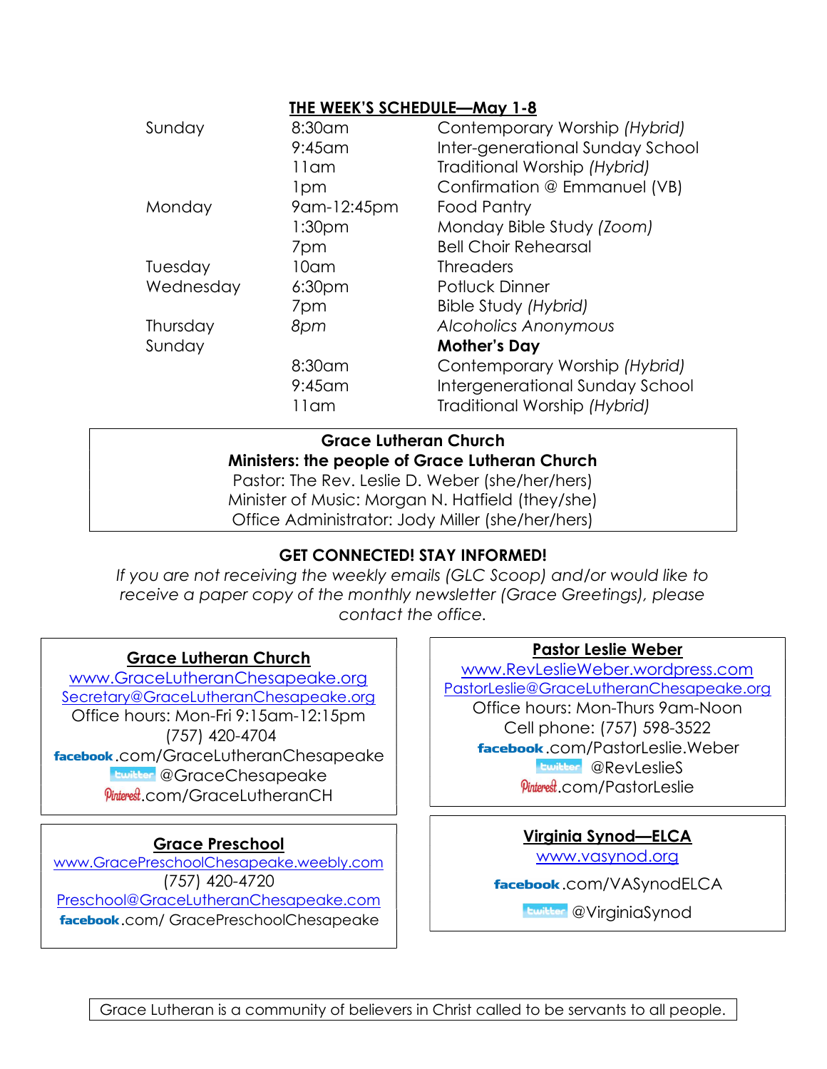## THE WEEK'S SCHEDULE—May 1-8

| | | |
|---|---|---|
| Sunday | 8:30am | Contemporary Worship *(Hybrid)* |
| | 9:45am | Inter-generational Sunday School |
| | 11am | Traditional Worship *(Hybrid)* |
| | 1pm | Confirmation @ Emmanuel (VB) |
| Monday | 9am-12:45pm | Food Pantry |
| | 1:30pm | Monday Bible Study *(Zoom)* |
| | 7pm | Bell Choir Rehearsal |
| Tuesday | 10am | Threaders |
| Wednesday | 6:30pm | Potluck Dinner |
| | 7pm | Bible Study *(Hybrid)* |
| Thursday | *8pm* | *Alcoholics Anonymous* |
| Sunday | | **Mother's Day** |
| | 8:30am | Contemporary Worship *(Hybrid)* |
| | 9:45am | Intergenerational Sunday School |
| | 11am | Traditional Worship *(Hybrid)* |

**Grace Lutheran Church**
**Ministers: the people of Grace Lutheran Church**
Pastor: The Rev. Leslie D. Weber (she/her/hers)
Minister of Music: Morgan N. Hatfield (they/she)
Office Administrator: Jody Miller (she/her/hers)

**GET CONNECTED! STAY INFORMED!**

*If you are not receiving the weekly emails (GLC Scoop) and/or would like to receive a paper copy of the monthly newsletter (Grace Greetings), please contact the office.*

**Grace Lutheran Church**
www.GraceLutheranChesapeake.org
Secretary@GraceLutheranChesapeake.org
Office hours: Mon-Fri 9:15am-12:15pm
(757) 420-4704
facebook.com/GraceLutheranChesapeake
twitter @GraceChesapeake
Pinterest.com/GraceLutheranCH

**Grace Preschool**
www.GracePreschoolChesapeake.weebly.com
(757) 420-4720
Preschool@GraceLutheranChesapeake.com
facebook.com/ GracePreschoolChesapeake

**Pastor Leslie Weber**
www.RevLeslieWeber.wordpress.com
PastorLeslie@GraceLutheranChesapeake.org
Office hours: Mon-Thurs 9am-Noon
Cell phone: (757) 598-3522
facebook.com/PastorLeslie.Weber
twitter @RevLeslieS
Pinterest.com/PastorLeslie

**Virginia Synod—ELCA**
www.vasynod.org
facebook.com/VASynodELCA
twitter @VirginiaSynod

Grace Lutheran is a community of believers in Christ called to be servants to all people.